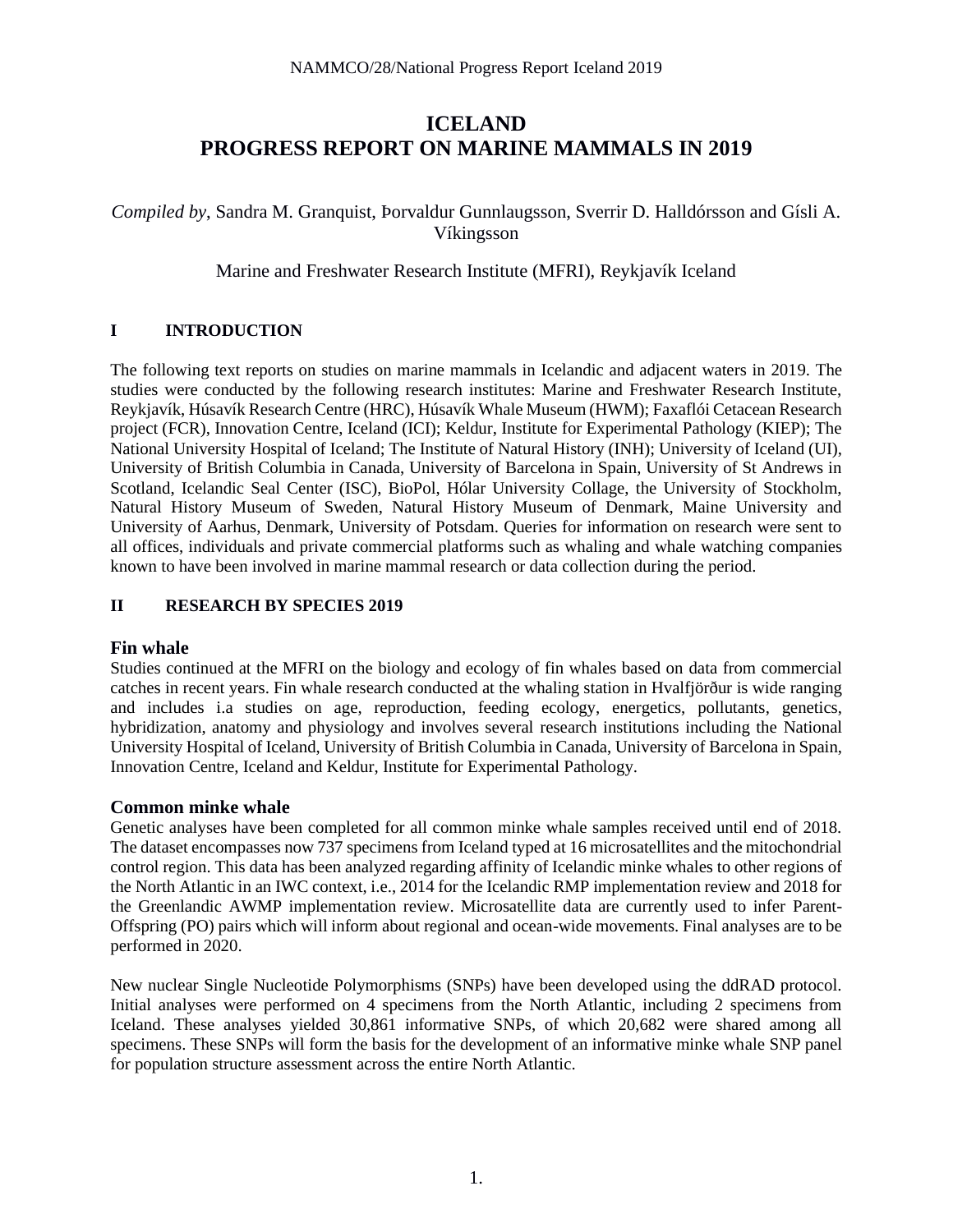# ICELAND
# PROGRESS REPORT ON MARINE MAMMALS IN 2019

*Compiled by*, Sandra M. Granquist, Þorvaldur Gunnlaugsson, Sverrir D. Halldórsson and Gísli A. Víkingsson

Marine and Freshwater Research Institute (MFRI), Reykjavík Iceland

## I INTRODUCTION

The following text reports on studies on marine mammals in Icelandic and adjacent waters in 2019. The studies were conducted by the following research institutes: Marine and Freshwater Research Institute, Reykjavík, Húsavík Research Centre (HRC), Húsavík Whale Museum (HWM); Faxaflói Cetacean Research project (FCR), Innovation Centre, Iceland (ICI); Keldur, Institute for Experimental Pathology (KIEP); The National University Hospital of Iceland; The Institute of Natural History (INH); University of Iceland (UI), University of British Columbia in Canada, University of Barcelona in Spain, University of St Andrews in Scotland, Icelandic Seal Center (ISC), BioPol, Hólar University Collage, the University of Stockholm, Natural History Museum of Sweden, Natural History Museum of Denmark, Maine University and University of Aarhus, Denmark, University of Potsdam. Queries for information on research were sent to all offices, individuals and private commercial platforms such as whaling and whale watching companies known to have been involved in marine mammal research or data collection during the period.

## II RESEARCH BY SPECIES 2019

### Fin whale

Studies continued at the MFRI on the biology and ecology of fin whales based on data from commercial catches in recent years. Fin whale research conducted at the whaling station in Hvalfjörður is wide ranging and includes i.a studies on age, reproduction, feeding ecology, energetics, pollutants, genetics, hybridization, anatomy and physiology and involves several research institutions including the National University Hospital of Iceland, University of British Columbia in Canada, University of Barcelona in Spain, Innovation Centre, Iceland and Keldur, Institute for Experimental Pathology.

### Common minke whale

Genetic analyses have been completed for all common minke whale samples received until end of 2018. The dataset encompasses now 737 specimens from Iceland typed at 16 microsatellites and the mitochondrial control region. This data has been analyzed regarding affinity of Icelandic minke whales to other regions of the North Atlantic in an IWC context, i.e., 2014 for the Icelandic RMP implementation review and 2018 for the Greenlandic AWMP implementation review. Microsatellite data are currently used to infer Parent-Offspring (PO) pairs which will inform about regional and ocean-wide movements. Final analyses are to be performed in 2020.

New nuclear Single Nucleotide Polymorphisms (SNPs) have been developed using the ddRAD protocol. Initial analyses were performed on 4 specimens from the North Atlantic, including 2 specimens from Iceland. These analyses yielded 30,861 informative SNPs, of which 20,682 were shared among all specimens. These SNPs will form the basis for the development of an informative minke whale SNP panel for population structure assessment across the entire North Atlantic.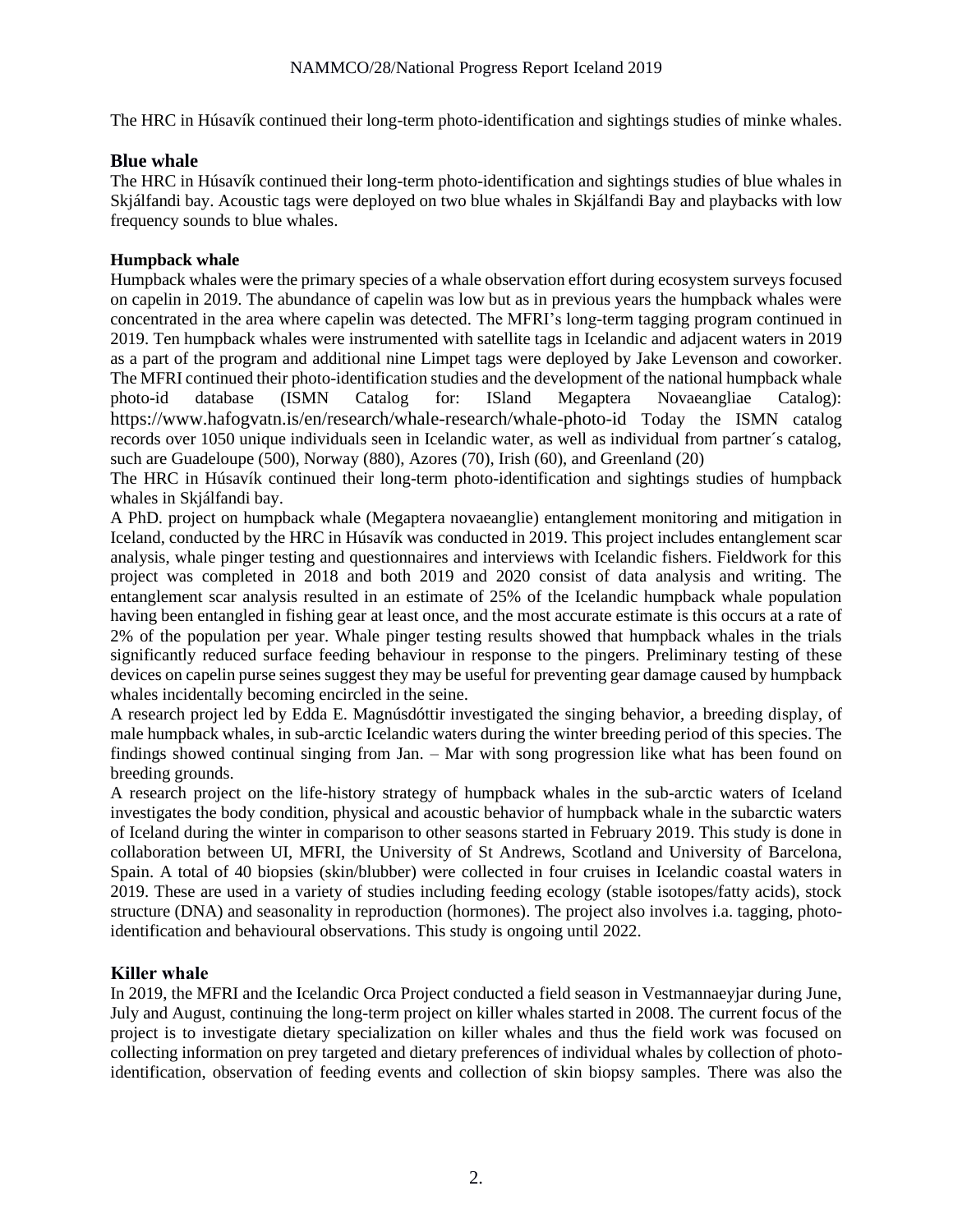The HRC in Húsavík continued their long-term photo-identification and sightings studies of minke whales.

## Blue whale

The HRC in Húsavík continued their long-term photo-identification and sightings studies of blue whales in Skjálfandi bay. Acoustic tags were deployed on two blue whales in Skjálfandi Bay and playbacks with low frequency sounds to blue whales.

### Humpback whale

Humpback whales were the primary species of a whale observation effort during ecosystem surveys focused on capelin in 2019. The abundance of capelin was low but as in previous years the humpback whales were concentrated in the area where capelin was detected. The MFRI's long-term tagging program continued in 2019. Ten humpback whales were instrumented with satellite tags in Icelandic and adjacent waters in 2019 as a part of the program and additional nine Limpet tags were deployed by Jake Levenson and coworker. The MFRI continued their photo-identification studies and the development of the national humpback whale photo-id database (ISMN Catalog for: ISland Megaptera Novaeangliae Catalog): https://www.hafogvatn.is/en/research/whale-research/whale-photo-id Today the ISMN catalog records over 1050 unique individuals seen in Icelandic water, as well as individual from partner´s catalog, such are Guadeloupe (500), Norway (880), Azores (70), Irish (60), and Greenland (20)

The HRC in Húsavík continued their long-term photo-identification and sightings studies of humpback whales in Skjálfandi bay.

A PhD. project on humpback whale (Megaptera novaeanglie) entanglement monitoring and mitigation in Iceland, conducted by the HRC in Húsavík was conducted in 2019. This project includes entanglement scar analysis, whale pinger testing and questionnaires and interviews with Icelandic fishers. Fieldwork for this project was completed in 2018 and both 2019 and 2020 consist of data analysis and writing. The entanglement scar analysis resulted in an estimate of 25% of the Icelandic humpback whale population having been entangled in fishing gear at least once, and the most accurate estimate is this occurs at a rate of 2% of the population per year. Whale pinger testing results showed that humpback whales in the trials significantly reduced surface feeding behaviour in response to the pingers. Preliminary testing of these devices on capelin purse seines suggest they may be useful for preventing gear damage caused by humpback whales incidentally becoming encircled in the seine.

A research project led by Edda E. Magnúsdóttir investigated the singing behavior, a breeding display, of male humpback whales, in sub-arctic Icelandic waters during the winter breeding period of this species. The findings showed continual singing from Jan. – Mar with song progression like what has been found on breeding grounds.

A research project on the life-history strategy of humpback whales in the sub-arctic waters of Iceland investigates the body condition, physical and acoustic behavior of humpback whale in the subarctic waters of Iceland during the winter in comparison to other seasons started in February 2019. This study is done in collaboration between UI, MFRI, the University of St Andrews, Scotland and University of Barcelona, Spain. A total of 40 biopsies (skin/blubber) were collected in four cruises in Icelandic coastal waters in 2019. These are used in a variety of studies including feeding ecology (stable isotopes/fatty acids), stock structure (DNA) and seasonality in reproduction (hormones). The project also involves i.a. tagging, photo-identification and behavioural observations. This study is ongoing until 2022.

## Killer whale

In 2019, the MFRI and the Icelandic Orca Project conducted a field season in Vestmannaeyjar during June, July and August, continuing the long-term project on killer whales started in 2008. The current focus of the project is to investigate dietary specialization on killer whales and thus the field work was focused on collecting information on prey targeted and dietary preferences of individual whales by collection of photo-identification, observation of feeding events and collection of skin biopsy samples. There was also the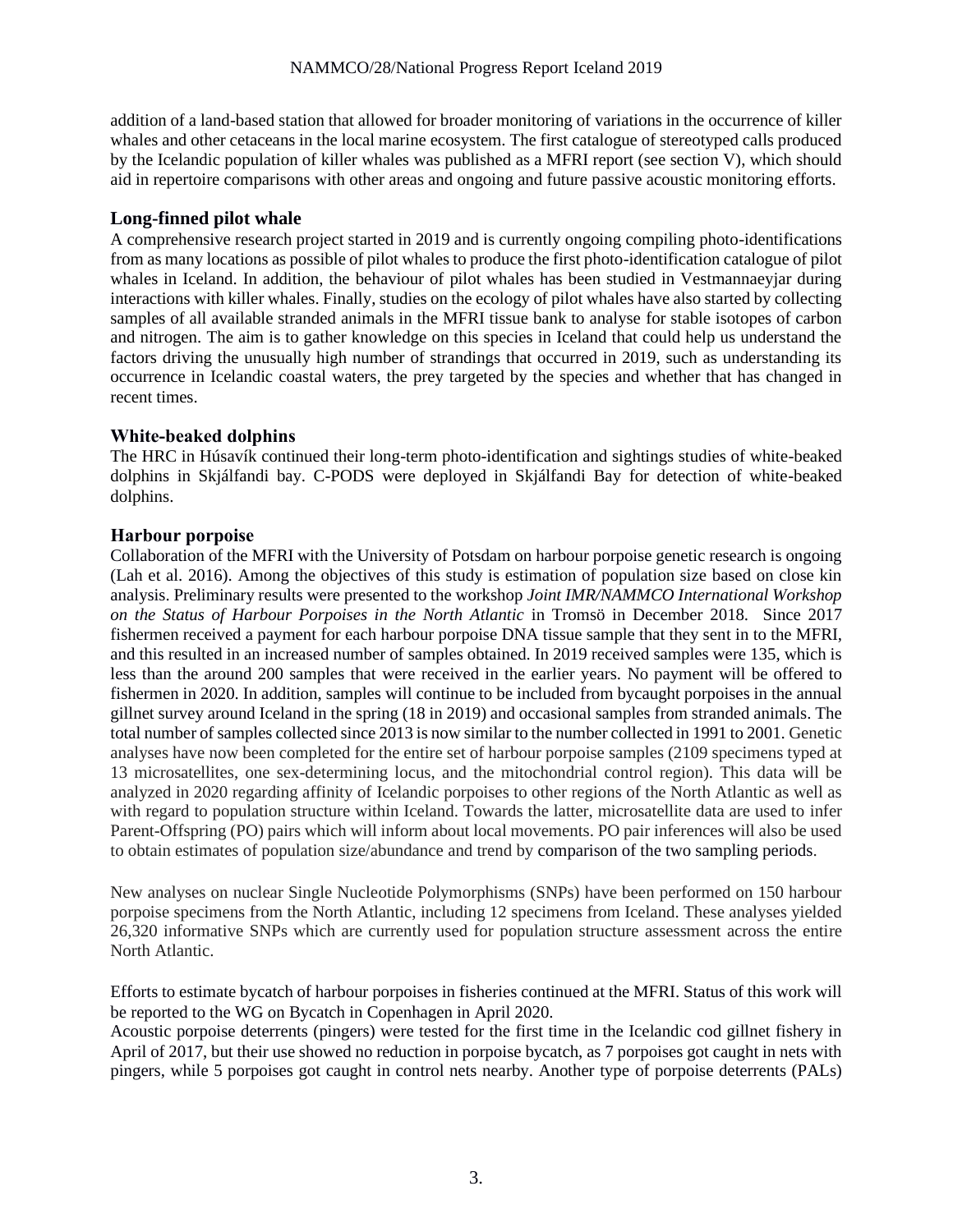addition of a land-based station that allowed for broader monitoring of variations in the occurrence of killer whales and other cetaceans in the local marine ecosystem. The first catalogue of stereotyped calls produced by the Icelandic population of killer whales was published as a MFRI report (see section V), which should aid in repertoire comparisons with other areas and ongoing and future passive acoustic monitoring efforts.

### Long-finned pilot whale

A comprehensive research project started in 2019 and is currently ongoing compiling photo-identifications from as many locations as possible of pilot whales to produce the first photo-identification catalogue of pilot whales in Iceland. In addition, the behaviour of pilot whales has been studied in Vestmannaeyjar during interactions with killer whales. Finally, studies on the ecology of pilot whales have also started by collecting samples of all available stranded animals in the MFRI tissue bank to analyse for stable isotopes of carbon and nitrogen. The aim is to gather knowledge on this species in Iceland that could help us understand the factors driving the unusually high number of strandings that occurred in 2019, such as understanding its occurrence in Icelandic coastal waters, the prey targeted by the species and whether that has changed in recent times.

### White-beaked dolphins

The HRC in Húsavík continued their long-term photo-identification and sightings studies of white-beaked dolphins in Skjálfandi bay. C-PODS were deployed in Skjálfandi Bay for detection of white-beaked dolphins.

### Harbour porpoise

Collaboration of the MFRI with the University of Potsdam on harbour porpoise genetic research is ongoing (Lah et al. 2016). Among the objectives of this study is estimation of population size based on close kin analysis. Preliminary results were presented to the workshop *Joint IMR/NAMMCO International Workshop on the Status of Harbour Porpoises in the North Atlantic* in Tromsö in December 2018. Since 2017 fishermen received a payment for each harbour porpoise DNA tissue sample that they sent in to the MFRI, and this resulted in an increased number of samples obtained. In 2019 received samples were 135, which is less than the around 200 samples that were received in the earlier years. No payment will be offered to fishermen in 2020. In addition, samples will continue to be included from bycaught porpoises in the annual gillnet survey around Iceland in the spring (18 in 2019) and occasional samples from stranded animals. The total number of samples collected since 2013 is now similar to the number collected in 1991 to 2001. Genetic analyses have now been completed for the entire set of harbour porpoise samples (2109 specimens typed at 13 microsatellites, one sex-determining locus, and the mitochondrial control region). This data will be analyzed in 2020 regarding affinity of Icelandic porpoises to other regions of the North Atlantic as well as with regard to population structure within Iceland. Towards the latter, microsatellite data are used to infer Parent-Offspring (PO) pairs which will inform about local movements. PO pair inferences will also be used to obtain estimates of population size/abundance and trend by comparison of the two sampling periods.

New analyses on nuclear Single Nucleotide Polymorphisms (SNPs) have been performed on 150 harbour porpoise specimens from the North Atlantic, including 12 specimens from Iceland. These analyses yielded 26,320 informative SNPs which are currently used for population structure assessment across the entire North Atlantic.

Efforts to estimate bycatch of harbour porpoises in fisheries continued at the MFRI. Status of this work will be reported to the WG on Bycatch in Copenhagen in April 2020.
Acoustic porpoise deterrents (pingers) were tested for the first time in the Icelandic cod gillnet fishery in April of 2017, but their use showed no reduction in porpoise bycatch, as 7 porpoises got caught in nets with pingers, while 5 porpoises got caught in control nets nearby. Another type of porpoise deterrents (PALs)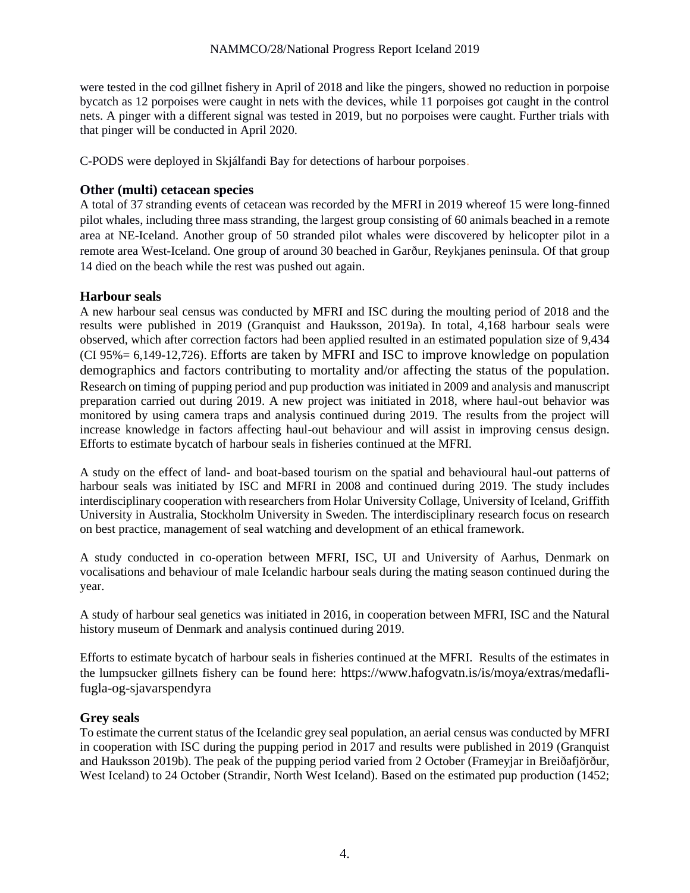were tested in the cod gillnet fishery in April of 2018 and like the pingers, showed no reduction in porpoise bycatch as 12 porpoises were caught in nets with the devices, while 11 porpoises got caught in the control nets. A pinger with a different signal was tested in 2019, but no porpoises were caught. Further trials with that pinger will be conducted in April 2020.

C-PODS were deployed in Skjálfandi Bay for detections of harbour porpoises.

### Other (multi) cetacean species

A total of 37 stranding events of cetacean was recorded by the MFRI in 2019 whereof 15 were long-finned pilot whales, including three mass stranding, the largest group consisting of 60 animals beached in a remote area at NE-Iceland. Another group of 50 stranded pilot whales were discovered by helicopter pilot in a remote area West-Iceland. One group of around 30 beached in Garður, Reykjanes peninsula. Of that group 14 died on the beach while the rest was pushed out again.

### Harbour seals

A new harbour seal census was conducted by MFRI and ISC during the moulting period of 2018 and the results were published in 2019 (Granquist and Hauksson, 2019a). In total, 4,168 harbour seals were observed, which after correction factors had been applied resulted in an estimated population size of 9,434 (CI 95%= 6,149-12,726). Efforts are taken by MFRI and ISC to improve knowledge on population demographics and factors contributing to mortality and/or affecting the status of the population. Research on timing of pupping period and pup production was initiated in 2009 and analysis and manuscript preparation carried out during 2019. A new project was initiated in 2018, where haul-out behavior was monitored by using camera traps and analysis continued during 2019. The results from the project will increase knowledge in factors affecting haul-out behaviour and will assist in improving census design. Efforts to estimate bycatch of harbour seals in fisheries continued at the MFRI.

A study on the effect of land- and boat-based tourism on the spatial and behavioural haul-out patterns of harbour seals was initiated by ISC and MFRI in 2008 and continued during 2019. The study includes interdisciplinary cooperation with researchers from Holar University Collage, University of Iceland, Griffith University in Australia, Stockholm University in Sweden. The interdisciplinary research focus on research on best practice, management of seal watching and development of an ethical framework.

A study conducted in co-operation between MFRI, ISC, UI and University of Aarhus, Denmark on vocalisations and behaviour of male Icelandic harbour seals during the mating season continued during the year.

A study of harbour seal genetics was initiated in 2016, in cooperation between MFRI, ISC and the Natural history museum of Denmark and analysis continued during 2019.

Efforts to estimate bycatch of harbour seals in fisheries continued at the MFRI. Results of the estimates in the lumpsucker gillnets fishery can be found here: https://www.hafogvatn.is/is/moya/extras/medafli-fugla-og-sjavarspendyra

### Grey seals

To estimate the current status of the Icelandic grey seal population, an aerial census was conducted by MFRI in cooperation with ISC during the pupping period in 2017 and results were published in 2019 (Granquist and Hauksson 2019b). The peak of the pupping period varied from 2 October (Frameyjar in Breiðafjörður, West Iceland) to 24 October (Strandir, North West Iceland). Based on the estimated pup production (1452;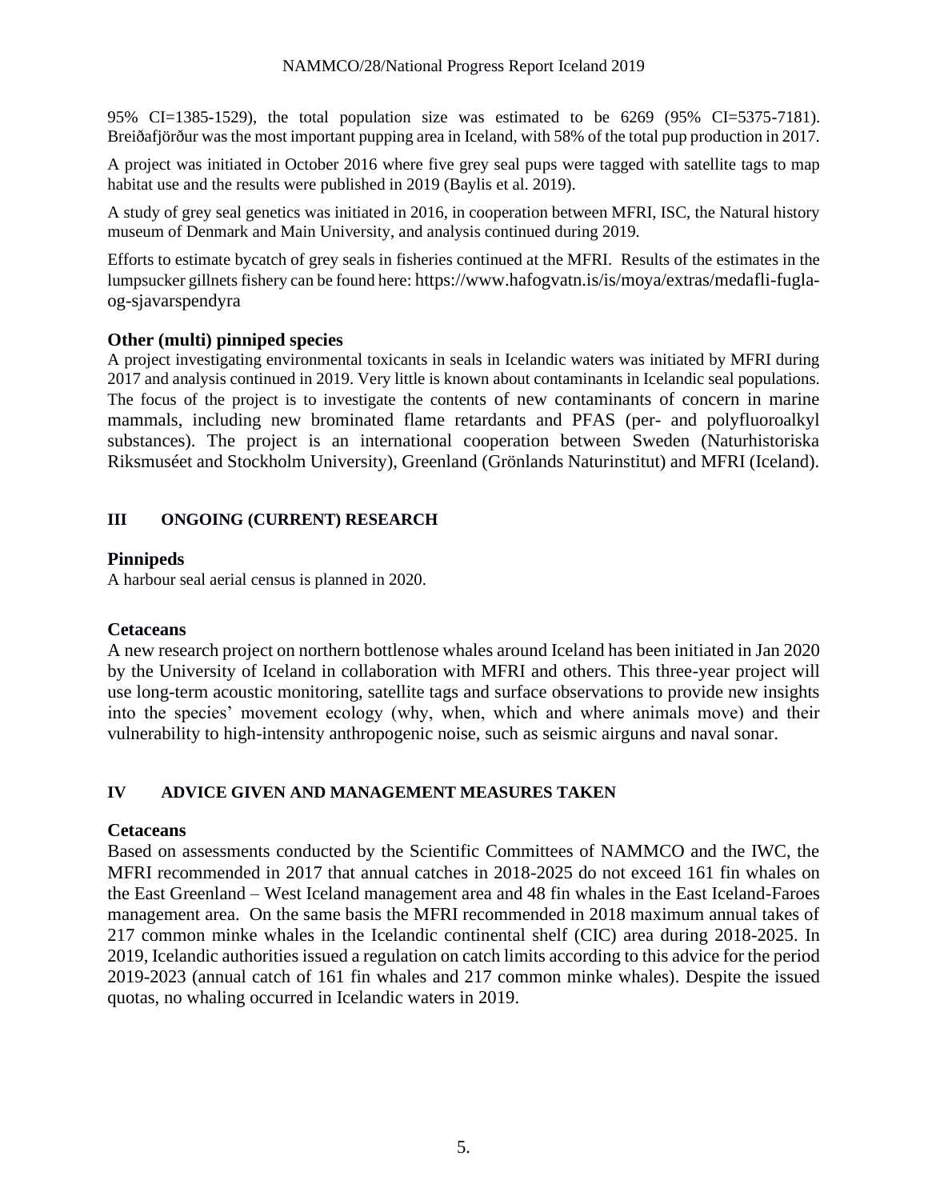95% CI=1385-1529), the total population size was estimated to be 6269 (95% CI=5375-7181). Breiðafjörður was the most important pupping area in Iceland, with 58% of the total pup production in 2017.

A project was initiated in October 2016 where five grey seal pups were tagged with satellite tags to map habitat use and the results were published in 2019 (Baylis et al. 2019).

A study of grey seal genetics was initiated in 2016, in cooperation between MFRI, ISC, the Natural history museum of Denmark and Main University, and analysis continued during 2019.

Efforts to estimate bycatch of grey seals in fisheries continued at the MFRI. Results of the estimates in the lumpsucker gillnets fishery can be found here: https://www.hafogvatn.is/is/moya/extras/medafli-fugla-og-sjavarspendyra

### Other (multi) pinniped species

A project investigating environmental toxicants in seals in Icelandic waters was initiated by MFRI during 2017 and analysis continued in 2019. Very little is known about contaminants in Icelandic seal populations. The focus of the project is to investigate the contents of new contaminants of concern in marine mammals, including new brominated flame retardants and PFAS (per- and polyfluoroalkyl substances). The project is an international cooperation between Sweden (Naturhistoriska Riksmuséet and Stockholm University), Greenland (Grönlands Naturinstitut) and MFRI (Iceland).

## III ONGOING (CURRENT) RESEARCH

### Pinnipeds

A harbour seal aerial census is planned in 2020.

### Cetaceans

A new research project on northern bottlenose whales around Iceland has been initiated in Jan 2020 by the University of Iceland in collaboration with MFRI and others. This three-year project will use long-term acoustic monitoring, satellite tags and surface observations to provide new insights into the species' movement ecology (why, when, which and where animals move) and their vulnerability to high-intensity anthropogenic noise, such as seismic airguns and naval sonar.

## IV ADVICE GIVEN AND MANAGEMENT MEASURES TAKEN

### Cetaceans

Based on assessments conducted by the Scientific Committees of NAMMCO and the IWC, the MFRI recommended in 2017 that annual catches in 2018-2025 do not exceed 161 fin whales on the East Greenland – West Iceland management area and 48 fin whales in the East Iceland-Faroes management area. On the same basis the MFRI recommended in 2018 maximum annual takes of 217 common minke whales in the Icelandic continental shelf (CIC) area during 2018-2025. In 2019, Icelandic authorities issued a regulation on catch limits according to this advice for the period 2019-2023 (annual catch of 161 fin whales and 217 common minke whales). Despite the issued quotas, no whaling occurred in Icelandic waters in 2019.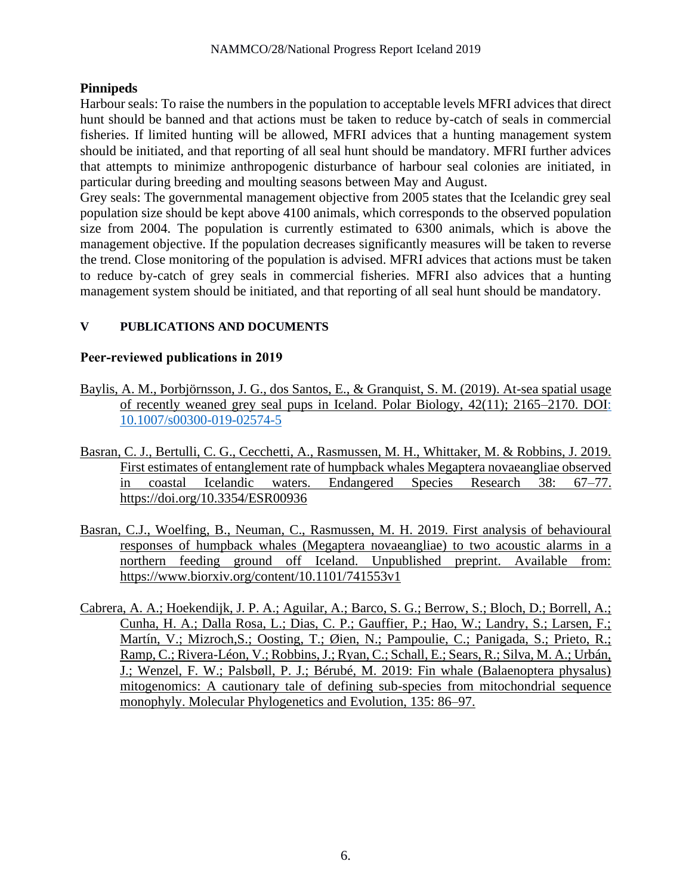### Pinnipeds

Harbour seals: To raise the numbers in the population to acceptable levels MFRI advices that direct hunt should be banned and that actions must be taken to reduce by-catch of seals in commercial fisheries. If limited hunting will be allowed, MFRI advices that a hunting management system should be initiated, and that reporting of all seal hunt should be mandatory. MFRI further advices that attempts to minimize anthropogenic disturbance of harbour seal colonies are initiated, in particular during breeding and moulting seasons between May and August.

Grey seals: The governmental management objective from 2005 states that the Icelandic grey seal population size should be kept above 4100 animals, which corresponds to the observed population size from 2004. The population is currently estimated to 6300 animals, which is above the management objective. If the population decreases significantly measures will be taken to reverse the trend. Close monitoring of the population is advised. MFRI advices that actions must be taken to reduce by-catch of grey seals in commercial fisheries. MFRI also advices that a hunting management system should be initiated, and that reporting of all seal hunt should be mandatory.

## V PUBLICATIONS AND DOCUMENTS

### Peer-reviewed publications in 2019

Baylis, A. M., Þorbjörnsson, J. G., dos Santos, E., & Granquist, S. M. (2019). At-sea spatial usage of recently weaned grey seal pups in Iceland. Polar Biology, 42(11); 2165–2170. DOI: 10.1007/s00300-019-02574-5

Basran, C. J., Bertulli, C. G., Cecchetti, A., Rasmussen, M. H., Whittaker, M. & Robbins, J. 2019. First estimates of entanglement rate of humpback whales Megaptera novaeangliae observed in coastal Icelandic waters. Endangered Species Research 38: 67–77. https://doi.org/10.3354/ESR00936

Basran, C.J., Woelfing, B., Neuman, C., Rasmussen, M. H. 2019. First analysis of behavioural responses of humpback whales (Megaptera novaeangliae) to two acoustic alarms in a northern feeding ground off Iceland. Unpublished preprint. Available from: https://www.biorxiv.org/content/10.1101/741553v1

Cabrera, A. A.; Hoekendijk, J. P. A.; Aguilar, A.; Barco, S. G.; Berrow, S.; Bloch, D.; Borrell, A.; Cunha, H. A.; Dalla Rosa, L.; Dias, C. P.; Gauffier, P.; Hao, W.; Landry, S.; Larsen, F.; Martín, V.; Mizroch,S.; Oosting, T.; Øien, N.; Pampoulie, C.; Panigada, S.; Prieto, R.; Ramp, C.; Rivera-Léon, V.; Robbins, J.; Ryan, C.; Schall, E.; Sears, R.; Silva, M. A.; Urbán, J.; Wenzel, F. W.; Palsbøll, P. J.; Bérubé, M. 2019: Fin whale (Balaenoptera physalus) mitogenomics: A cautionary tale of defining sub-species from mitochondrial sequence monophyly. Molecular Phylogenetics and Evolution, 135: 86–97.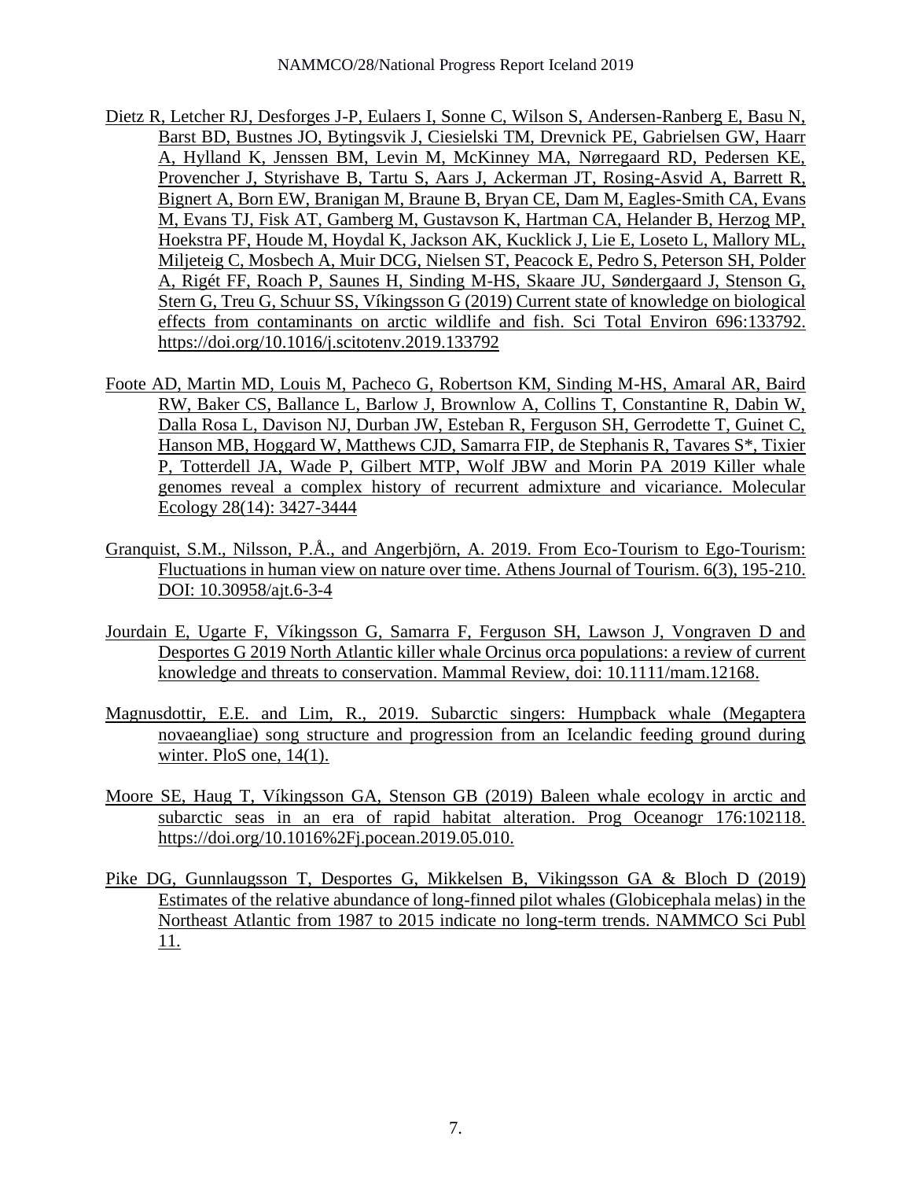Dietz R, Letcher RJ, Desforges J-P, Eulaers I, Sonne C, Wilson S, Andersen-Ranberg E, Basu N, Barst BD, Bustnes JO, Bytingsvik J, Ciesielski TM, Drevnick PE, Gabrielsen GW, Haarr A, Hylland K, Jenssen BM, Levin M, McKinney MA, Nørregaard RD, Pedersen KE, Provencher J, Styrishave B, Tartu S, Aars J, Ackerman JT, Rosing-Asvid A, Barrett R, Bignert A, Born EW, Branigan M, Braune B, Bryan CE, Dam M, Eagles-Smith CA, Evans M, Evans TJ, Fisk AT, Gamberg M, Gustavson K, Hartman CA, Helander B, Herzog MP, Hoekstra PF, Houde M, Hoydal K, Jackson AK, Kucklick J, Lie E, Loseto L, Mallory ML, Miljeteig C, Mosbech A, Muir DCG, Nielsen ST, Peacock E, Pedro S, Peterson SH, Polder A, Rigét FF, Roach P, Saunes H, Sinding M-HS, Skaare JU, Søndergaard J, Stenson G, Stern G, Treu G, Schuur SS, Víkingsson G (2019) Current state of knowledge on biological effects from contaminants on arctic wildlife and fish. Sci Total Environ 696:133792. https://doi.org/10.1016/j.scitotenv.2019.133792

Foote AD, Martin MD, Louis M, Pacheco G, Robertson KM, Sinding M-HS, Amaral AR, Baird RW, Baker CS, Ballance L, Barlow J, Brownlow A, Collins T, Constantine R, Dabin W, Dalla Rosa L, Davison NJ, Durban JW, Esteban R, Ferguson SH, Gerrodette T, Guinet C, Hanson MB, Hoggard W, Matthews CJD, Samarra FIP, de Stephanis R, Tavares S*, Tixier P, Totterdell JA, Wade P, Gilbert MTP, Wolf JBW and Morin PA 2019 Killer whale genomes reveal a complex history of recurrent admixture and vicariance. Molecular Ecology 28(14): 3427-3444

Granquist, S.M., Nilsson, P.Å., and Angerbjörn, A. 2019. From Eco-Tourism to Ego-Tourism: Fluctuations in human view on nature over time. Athens Journal of Tourism. 6(3), 195-210. DOI: 10.30958/ajt.6-3-4

Jourdain E, Ugarte F, Víkingsson G, Samarra F, Ferguson SH, Lawson J, Vongraven D and Desportes G 2019 North Atlantic killer whale Orcinus orca populations: a review of current knowledge and threats to conservation. Mammal Review, doi: 10.1111/mam.12168.

Magnusdottir, E.E. and Lim, R., 2019. Subarctic singers: Humpback whale (Megaptera novaeangliae) song structure and progression from an Icelandic feeding ground during winter. PloS one, 14(1).

Moore SE, Haug T, Víkingsson GA, Stenson GB (2019) Baleen whale ecology in arctic and subarctic seas in an era of rapid habitat alteration. Prog Oceanogr 176:102118. https://doi.org/10.1016%2Fj.pocean.2019.05.010.

Pike DG, Gunnlaugsson T, Desportes G, Mikkelsen B, Vikingsson GA & Bloch D (2019) Estimates of the relative abundance of long-finned pilot whales (Globicephala melas) in the Northeast Atlantic from 1987 to 2015 indicate no long-term trends. NAMMCO Sci Publ 11.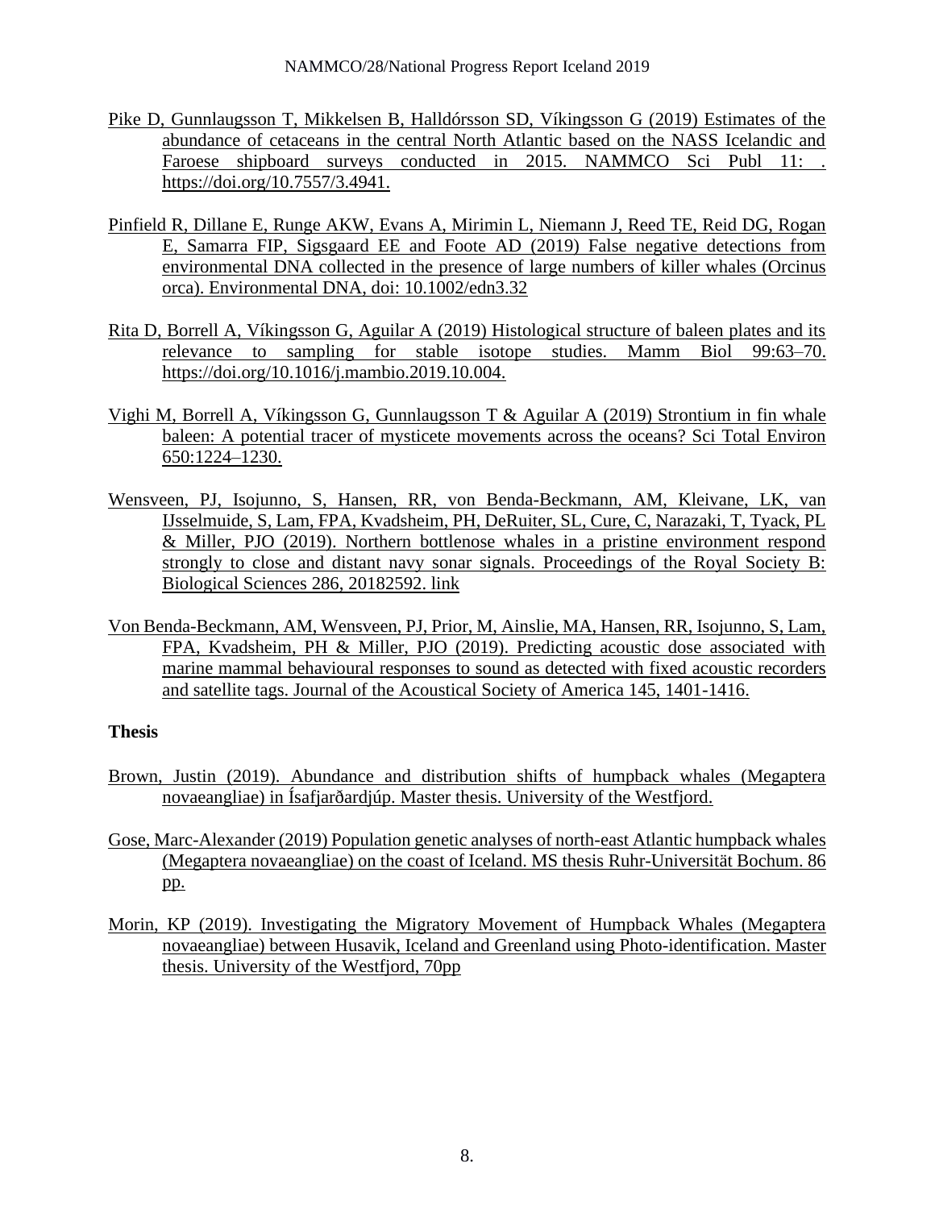Pike D, Gunnlaugsson T, Mikkelsen B, Halldórsson SD, Víkingsson G (2019) Estimates of the abundance of cetaceans in the central North Atlantic based on the NASS Icelandic and Faroese shipboard surveys conducted in 2015. NAMMCO Sci Publ 11: . https://doi.org/10.7557/3.4941.

Pinfield R, Dillane E, Runge AKW, Evans A, Mirimin L, Niemann J, Reed TE, Reid DG, Rogan E, Samarra FIP, Sigsgaard EE and Foote AD (2019) False negative detections from environmental DNA collected in the presence of large numbers of killer whales (Orcinus orca). Environmental DNA, doi: 10.1002/edn3.32

Rita D, Borrell A, Víkingsson G, Aguilar A (2019) Histological structure of baleen plates and its relevance to sampling for stable isotope studies. Mamm Biol 99:63–70. https://doi.org/10.1016/j.mambio.2019.10.004.

Vighi M, Borrell A, Víkingsson G, Gunnlaugsson T & Aguilar A (2019) Strontium in fin whale baleen: A potential tracer of mysticete movements across the oceans? Sci Total Environ 650:1224–1230.

Wensveen, PJ, Isojunno, S, Hansen, RR, von Benda-Beckmann, AM, Kleivane, LK, van IJsselmuide, S, Lam, FPA, Kvadsheim, PH, DeRuiter, SL, Cure, C, Narazaki, T, Tyack, PL & Miller, PJO (2019). Northern bottlenose whales in a pristine environment respond strongly to close and distant navy sonar signals. Proceedings of the Royal Society B: Biological Sciences 286, 20182592. link

Von Benda-Beckmann, AM, Wensveen, PJ, Prior, M, Ainslie, MA, Hansen, RR, Isojunno, S, Lam, FPA, Kvadsheim, PH & Miller, PJO (2019). Predicting acoustic dose associated with marine mammal behavioural responses to sound as detected with fixed acoustic recorders and satellite tags. Journal of the Acoustical Society of America 145, 1401-1416.

**Thesis**

Brown, Justin (2019). Abundance and distribution shifts of humpback whales (Megaptera novaeangliae) in Ísafjarðardjúp. Master thesis. University of the Westfjord.

Gose, Marc-Alexander (2019) Population genetic analyses of north-east Atlantic humpback whales (Megaptera novaeangliae) on the coast of Iceland. MS thesis Ruhr-Universität Bochum. 86 pp.

Morin, KP (2019). Investigating the Migratory Movement of Humpback Whales (Megaptera novaeangliae) between Husavik, Iceland and Greenland using Photo-identification. Master thesis. University of the Westfjord, 70pp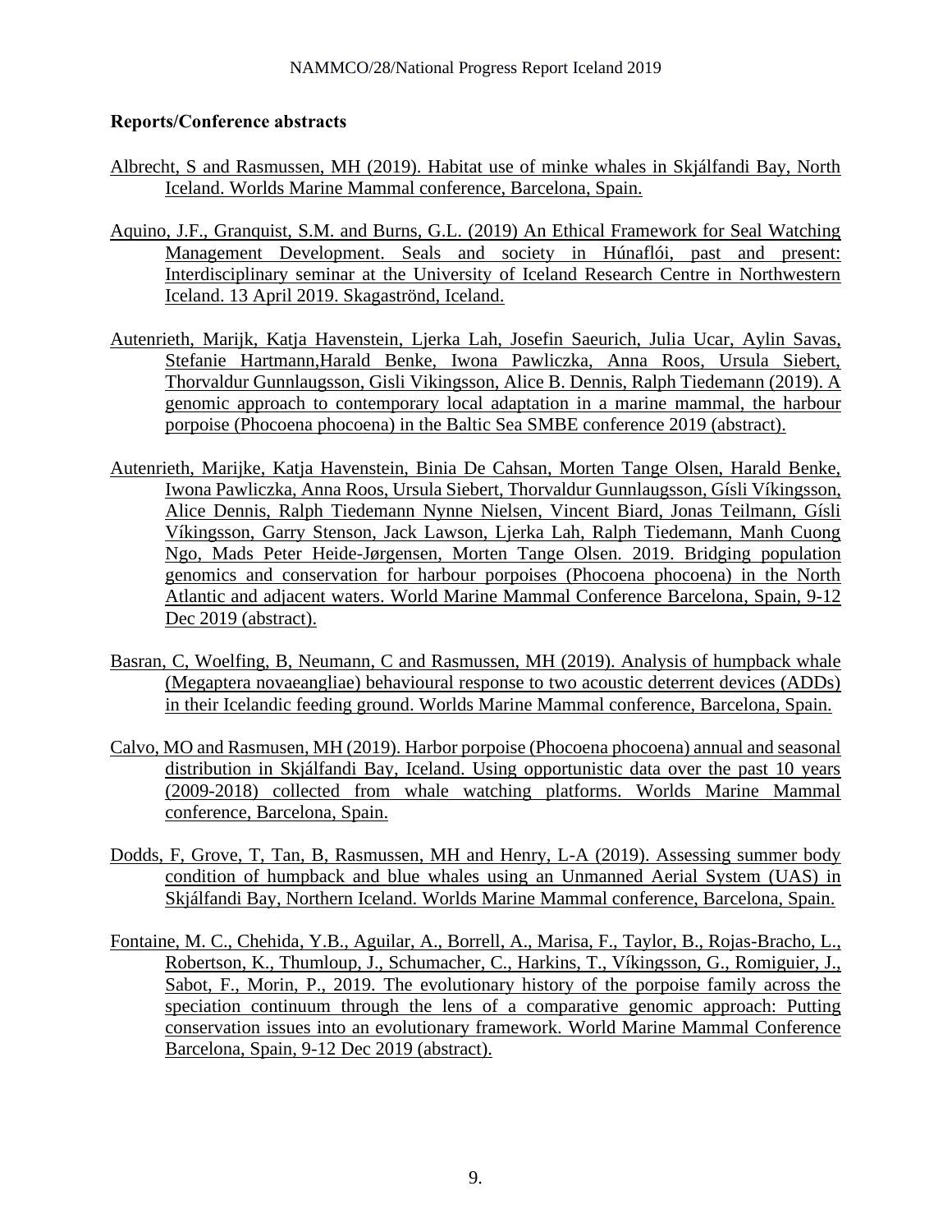**Reports/Conference abstracts**

Albrecht, S and Rasmussen, MH (2019). Habitat use of minke whales in Skjálfandi Bay, North Iceland. Worlds Marine Mammal conference, Barcelona, Spain.

Aquino, J.F., Granquist, S.M. and Burns, G.L. (2019) An Ethical Framework for Seal Watching Management Development. Seals and society in Húnaflói, past and present: Interdisciplinary seminar at the University of Iceland Research Centre in Northwestern Iceland. 13 April 2019. Skagaströnd, Iceland.

Autenrieth, Marijk, Katja Havenstein, Ljerka Lah, Josefin Saeurich, Julia Ucar, Aylin Savas, Stefanie Hartmann,Harald Benke, Iwona Pawliczka, Anna Roos, Ursula Siebert, Thorvaldur Gunnlaugsson, Gisli Vikingsson, Alice B. Dennis, Ralph Tiedemann (2019). A genomic approach to contemporary local adaptation in a marine mammal, the harbour porpoise (Phocoena phocoena) in the Baltic Sea SMBE conference 2019 (abstract).

Autenrieth, Marijke, Katja Havenstein, Binia De Cahsan, Morten Tange Olsen, Harald Benke, Iwona Pawliczka, Anna Roos, Ursula Siebert, Thorvaldur Gunnlaugsson, Gísli Víkingsson, Alice Dennis, Ralph Tiedemann Nynne Nielsen, Vincent Biard, Jonas Teilmann, Gísli Víkingsson, Garry Stenson, Jack Lawson, Ljerka Lah, Ralph Tiedemann, Manh Cuong Ngo, Mads Peter Heide-Jørgensen, Morten Tange Olsen. 2019. Bridging population genomics and conservation for harbour porpoises (Phocoena phocoena) in the North Atlantic and adjacent waters. World Marine Mammal Conference Barcelona, Spain, 9-12 Dec 2019 (abstract).

Basran, C, Woelfing, B, Neumann, C and Rasmussen, MH (2019). Analysis of humpback whale (Megaptera novaeangliae) behavioural response to two acoustic deterrent devices (ADDs) in their Icelandic feeding ground. Worlds Marine Mammal conference, Barcelona, Spain.

Calvo, MO and Rasmusen, MH (2019). Harbor porpoise (Phocoena phocoena) annual and seasonal distribution in Skjálfandi Bay, Iceland. Using opportunistic data over the past 10 years (2009-2018) collected from whale watching platforms. Worlds Marine Mammal conference, Barcelona, Spain.

Dodds, F, Grove, T, Tan, B, Rasmussen, MH and Henry, L-A (2019). Assessing summer body condition of humpback and blue whales using an Unmanned Aerial System (UAS) in Skjálfandi Bay, Northern Iceland. Worlds Marine Mammal conference, Barcelona, Spain.

Fontaine, M. C., Chehida, Y.B., Aguilar, A., Borrell, A., Marisa, F., Taylor, B., Rojas-Bracho, L., Robertson, K., Thumloup, J., Schumacher, C., Harkins, T., Víkingsson, G., Romiguier, J., Sabot, F., Morin, P., 2019. The evolutionary history of the porpoise family across the speciation continuum through the lens of a comparative genomic approach: Putting conservation issues into an evolutionary framework. World Marine Mammal Conference Barcelona, Spain, 9-12 Dec 2019 (abstract).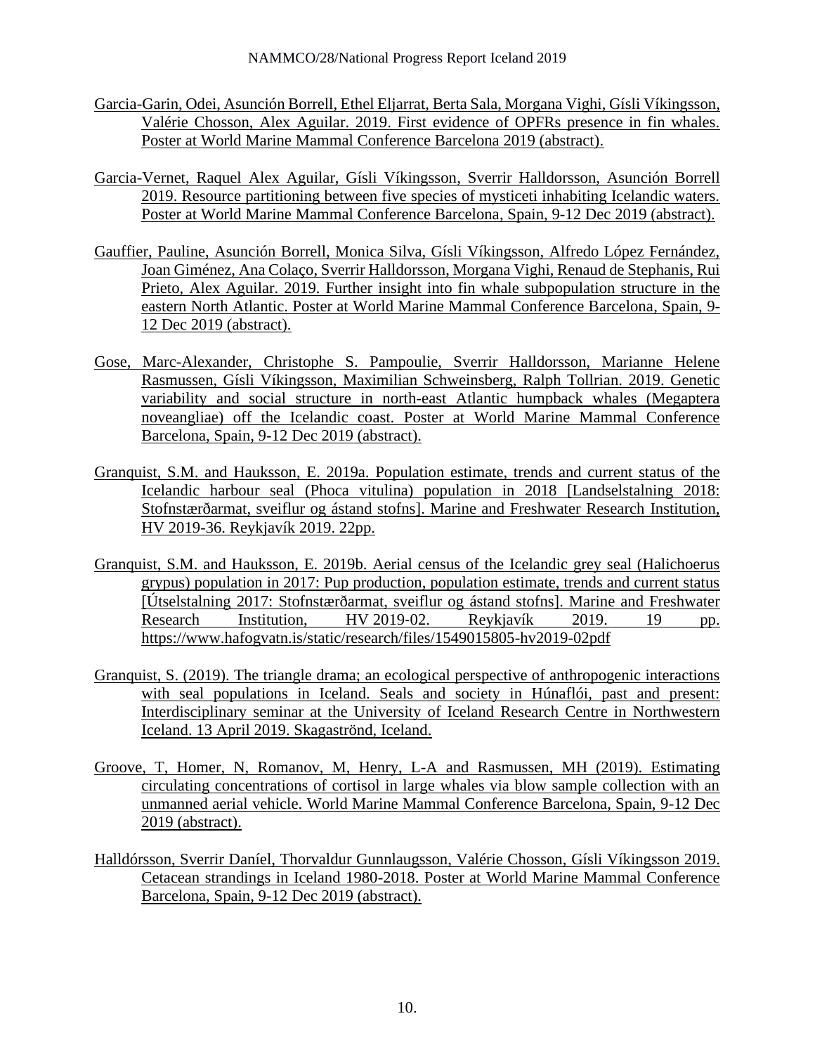Garcia-Garin, Odei, Asunción Borrell, Ethel Eljarrat, Berta Sala, Morgana Vighi, Gísli Víkingsson, Valérie Chosson, Alex Aguilar. 2019. First evidence of OPFRs presence in fin whales. Poster at World Marine Mammal Conference Barcelona 2019 (abstract).

Garcia-Vernet, Raquel Alex Aguilar, Gísli Víkingsson, Sverrir Halldorsson, Asunción Borrell 2019. Resource partitioning between five species of mysticeti inhabiting Icelandic waters. Poster at World Marine Mammal Conference Barcelona, Spain, 9-12 Dec 2019 (abstract).

Gauffier, Pauline, Asunción Borrell, Monica Silva, Gísli Víkingsson, Alfredo López Fernández, Joan Giménez, Ana Colaço, Sverrir Halldorsson, Morgana Vighi, Renaud de Stephanis, Rui Prieto, Alex Aguilar. 2019. Further insight into fin whale subpopulation structure in the eastern North Atlantic. Poster at World Marine Mammal Conference Barcelona, Spain, 9-12 Dec 2019 (abstract).

Gose, Marc-Alexander, Christophe S. Pampoulie, Sverrir Halldorsson, Marianne Helene Rasmussen, Gísli Víkingsson, Maximilian Schweinsberg, Ralph Tollrian. 2019. Genetic variability and social structure in north-east Atlantic humpback whales (Megaptera noveangliae) off the Icelandic coast. Poster at World Marine Mammal Conference Barcelona, Spain, 9-12 Dec 2019 (abstract).

Granquist, S.M. and Hauksson, E. 2019a. Population estimate, trends and current status of the Icelandic harbour seal (Phoca vitulina) population in 2018 [Landselstalning 2018: Stofnstærðarmat, sveiflur og ástand stofns]. Marine and Freshwater Research Institution, HV 2019-36. Reykjavík 2019. 22pp.

Granquist, S.M. and Hauksson, E. 2019b. Aerial census of the Icelandic grey seal (Halichoerus grypus) population in 2017: Pup production, population estimate, trends and current status [Útselstalning 2017: Stofnstærðarmat, sveiflur og ástand stofns]. Marine and Freshwater Research Institution, HV 2019-02. Reykjavík 2019. 19 pp. https://www.hafogvatn.is/static/research/files/1549015805-hv2019-02pdf

Granquist, S. (2019). The triangle drama; an ecological perspective of anthropogenic interactions with seal populations in Iceland. Seals and society in Húnaflói, past and present: Interdisciplinary seminar at the University of Iceland Research Centre in Northwestern Iceland. 13 April 2019. Skagaströnd, Iceland.

Groove, T, Homer, N, Romanov, M, Henry, L-A and Rasmussen, MH (2019). Estimating circulating concentrations of cortisol in large whales via blow sample collection with an unmanned aerial vehicle. World Marine Mammal Conference Barcelona, Spain, 9-12 Dec 2019 (abstract).

Halldórsson, Sverrir Daníel, Thorvaldur Gunnlaugsson, Valérie Chosson, Gísli Víkingsson 2019. Cetacean strandings in Iceland 1980-2018. Poster at World Marine Mammal Conference Barcelona, Spain, 9-12 Dec 2019 (abstract).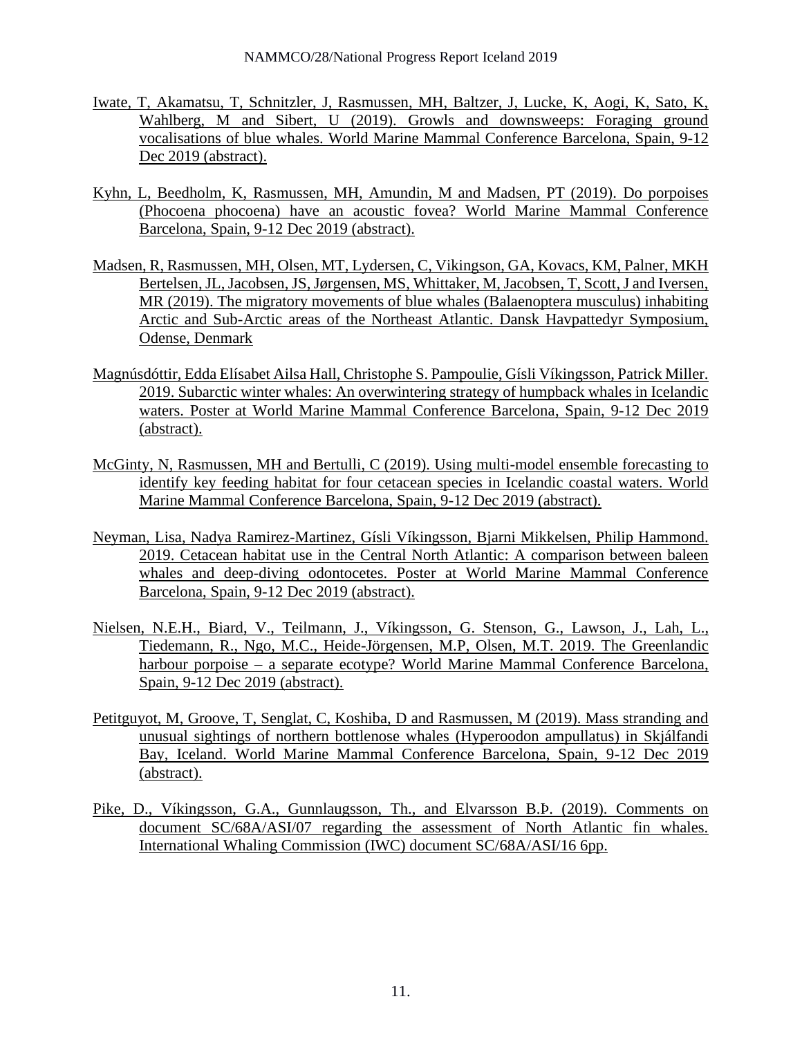Iwate, T, Akamatsu, T, Schnitzler, J, Rasmussen, MH, Baltzer, J, Lucke, K, Aogi, K, Sato, K, Wahlberg, M and Sibert, U (2019). Growls and downsweeps: Foraging ground vocalisations of blue whales. World Marine Mammal Conference Barcelona, Spain, 9-12 Dec 2019 (abstract).

Kyhn, L, Beedholm, K, Rasmussen, MH, Amundin, M and Madsen, PT (2019). Do porpoises (Phocoena phocoena) have an acoustic fovea? World Marine Mammal Conference Barcelona, Spain, 9-12 Dec 2019 (abstract).

Madsen, R, Rasmussen, MH, Olsen, MT, Lydersen, C, Vikingson, GA, Kovacs, KM, Palner, MKH Bertelsen, JL, Jacobsen, JS, Jørgensen, MS, Whittaker, M, Jacobsen, T, Scott, J and Iversen, MR (2019). The migratory movements of blue whales (Balaenoptera musculus) inhabiting Arctic and Sub-Arctic areas of the Northeast Atlantic. Dansk Havpattedyr Symposium, Odense, Denmark

Magnúsdóttir, Edda Elísabet Ailsa Hall, Christophe S. Pampoulie, Gísli Víkingsson, Patrick Miller. 2019. Subarctic winter whales: An overwintering strategy of humpback whales in Icelandic waters. Poster at World Marine Mammal Conference Barcelona, Spain, 9-12 Dec 2019 (abstract).

McGinty, N, Rasmussen, MH and Bertulli, C (2019). Using multi-model ensemble forecasting to identify key feeding habitat for four cetacean species in Icelandic coastal waters. World Marine Mammal Conference Barcelona, Spain, 9-12 Dec 2019 (abstract).

Neyman, Lisa, Nadya Ramirez-Martinez, Gísli Víkingsson, Bjarni Mikkelsen, Philip Hammond. 2019. Cetacean habitat use in the Central North Atlantic: A comparison between baleen whales and deep-diving odontocetes. Poster at World Marine Mammal Conference Barcelona, Spain, 9-12 Dec 2019 (abstract).

Nielsen, N.E.H., Biard, V., Teilmann, J., Víkingsson, G. Stenson, G., Lawson, J., Lah, L., Tiedemann, R., Ngo, M.C., Heide-Jörgensen, M.P, Olsen, M.T. 2019. The Greenlandic harbour porpoise – a separate ecotype? World Marine Mammal Conference Barcelona, Spain, 9-12 Dec 2019 (abstract).

Petitguyot, M, Groove, T, Senglat, C, Koshiba, D and Rasmussen, M (2019). Mass stranding and unusual sightings of northern bottlenose whales (Hyperoodon ampullatus) in Skjálfandi Bay, Iceland. World Marine Mammal Conference Barcelona, Spain, 9-12 Dec 2019 (abstract).

Pike, D., Víkingsson, G.A., Gunnlaugsson, Th., and Elvarsson B.Þ. (2019). Comments on document SC/68A/ASI/07 regarding the assessment of North Atlantic fin whales. International Whaling Commission (IWC) document SC/68A/ASI/16 6pp.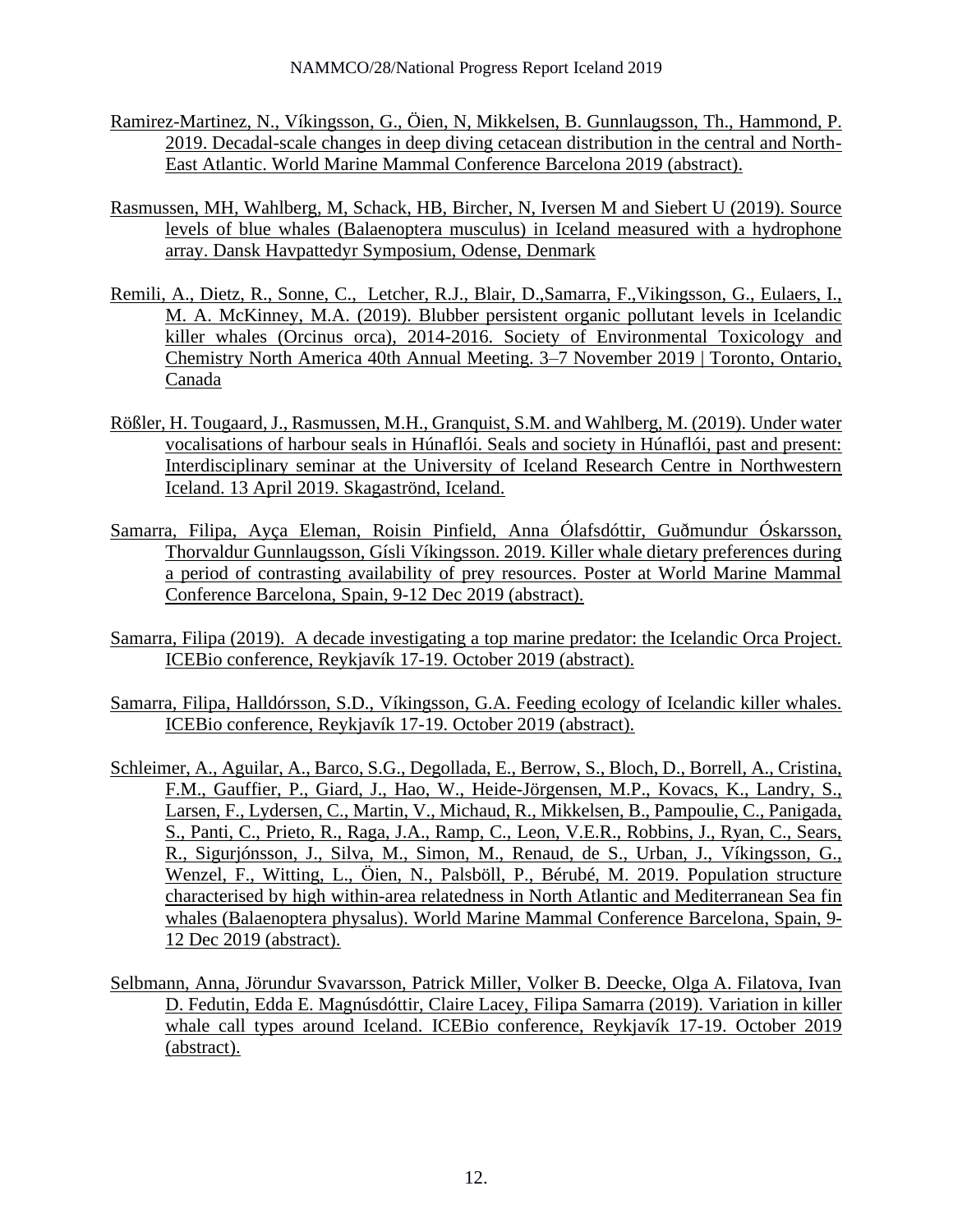Ramirez-Martinez, N., Víkingsson, G., Öien, N, Mikkelsen, B. Gunnlaugsson, Th., Hammond, P. 2019. Decadal-scale changes in deep diving cetacean distribution in the central and North-East Atlantic. World Marine Mammal Conference Barcelona 2019 (abstract).

Rasmussen, MH, Wahlberg, M, Schack, HB, Bircher, N, Iversen M and Siebert U (2019). Source levels of blue whales (Balaenoptera musculus) in Iceland measured with a hydrophone array. Dansk Havpattedyr Symposium, Odense, Denmark

Remili, A., Dietz, R., Sonne, C., Letcher, R.J., Blair, D.,Samarra, F.,Vikingsson, G., Eulaers, I., M. A. McKinney, M.A. (2019). Blubber persistent organic pollutant levels in Icelandic killer whales (Orcinus orca), 2014-2016. Society of Environmental Toxicology and Chemistry North America 40th Annual Meeting. 3–7 November 2019 | Toronto, Ontario, Canada

Rößler, H. Tougaard, J., Rasmussen, M.H., Granquist, S.M. and Wahlberg, M. (2019). Under water vocalisations of harbour seals in Húnaflói. Seals and society in Húnaflói, past and present: Interdisciplinary seminar at the University of Iceland Research Centre in Northwestern Iceland. 13 April 2019. Skagaströnd, Iceland.

Samarra, Filipa, Ayça Eleman, Roisin Pinfield, Anna Ólafsdóttir, Guðmundur Óskarsson, Thorvaldur Gunnlaugsson, Gísli Víkingsson. 2019. Killer whale dietary preferences during a period of contrasting availability of prey resources. Poster at World Marine Mammal Conference Barcelona, Spain, 9-12 Dec 2019 (abstract).

Samarra, Filipa (2019). A decade investigating a top marine predator: the Icelandic Orca Project. ICEBio conference, Reykjavík 17-19. October 2019 (abstract).

Samarra, Filipa, Halldórsson, S.D., Víkingsson, G.A. Feeding ecology of Icelandic killer whales. ICEBio conference, Reykjavík 17-19. October 2019 (abstract).

Schleimer, A., Aguilar, A., Barco, S.G., Degollada, E., Berrow, S., Bloch, D., Borrell, A., Cristina, F.M., Gauffier, P., Giard, J., Hao, W., Heide-Jörgensen, M.P., Kovacs, K., Landry, S., Larsen, F., Lydersen, C., Martin, V., Michaud, R., Mikkelsen, B., Pampoulie, C., Panigada, S., Panti, C., Prieto, R., Raga, J.A., Ramp, C., Leon, V.E.R., Robbins, J., Ryan, C., Sears, R., Sigurjónsson, J., Silva, M., Simon, M., Renaud, de S., Urban, J., Víkingsson, G., Wenzel, F., Witting, L., Öien, N., Palsböll, P., Bérubé, M. 2019. Population structure characterised by high within-area relatedness in North Atlantic and Mediterranean Sea fin whales (Balaenoptera physalus). World Marine Mammal Conference Barcelona, Spain, 9-12 Dec 2019 (abstract).

Selbmann, Anna, Jörundur Svavarsson, Patrick Miller, Volker B. Deecke, Olga A. Filatova, Ivan D. Fedutin, Edda E. Magnúsdóttir, Claire Lacey, Filipa Samarra (2019). Variation in killer whale call types around Iceland. ICEBio conference, Reykjavík 17-19. October 2019 (abstract).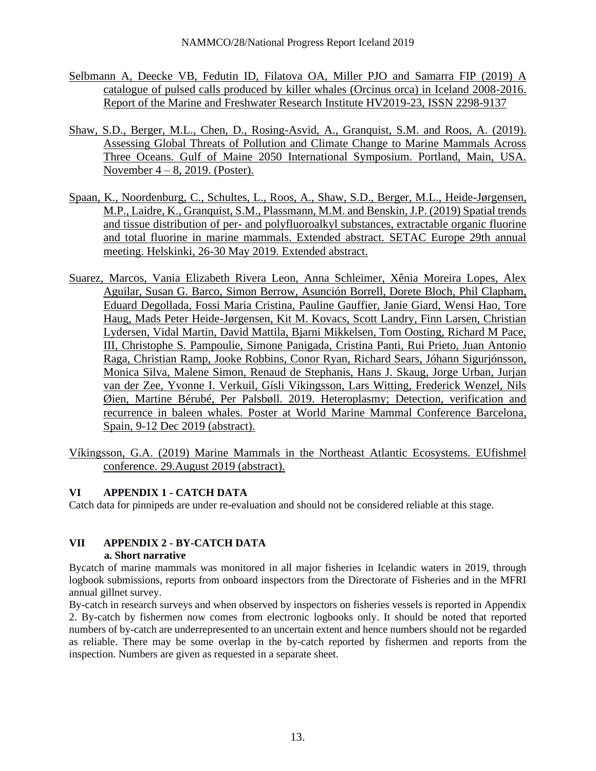Selbmann A, Deecke VB, Fedutin ID, Filatova OA, Miller PJO and Samarra FIP (2019) A catalogue of pulsed calls produced by killer whales (Orcinus orca) in Iceland 2008-2016. Report of the Marine and Freshwater Research Institute HV2019-23, ISSN 2298-9137

Shaw, S.D., Berger, M.L., Chen, D., Rosing-Asvid, A., Granquist, S.M. and Roos, A. (2019). Assessing Global Threats of Pollution and Climate Change to Marine Mammals Across Three Oceans. Gulf of Maine 2050 International Symposium. Portland, Main, USA. November 4 – 8, 2019. (Poster).

Spaan, K., Noordenburg, C., Schultes, L., Roos, A., Shaw, S.D., Berger, M.L., Heide-Jørgensen, M.P., Laidre, K., Granquist, S.M., Plassmann, M.M. and Benskin, J.P. (2019) Spatial trends and tissue distribution of per- and polyfluoroalkyl substances, extractable organic fluorine and total fluorine in marine mammals. Extended abstract. SETAC Europe 29th annual meeting. Helskinki, 26-30 May 2019. Extended abstract.

Suarez, Marcos, Vania Elizabeth Rivera Leon, Anna Schleimer, Xênia Moreira Lopes, Alex Aguilar, Susan G. Barco, Simon Berrow, Asunción Borrell, Dorete Bloch, Phil Clapham, Eduard Degollada, Fossi Maria Cristina, Pauline Gauffier, Janie Giard, Wensi Hao, Tore Haug, Mads Peter Heide-Jørgensen, Kit M. Kovacs, Scott Landry, Finn Larsen, Christian Lydersen, Vidal Martin, David Mattila, Bjarni Mikkelsen, Tom Oosting, Richard M Pace, III, Christophe S. Pampoulie, Simone Panigada, Cristina Panti, Rui Prieto, Juan Antonio Raga, Christian Ramp, Jooke Robbins, Conor Ryan, Richard Sears, Jóhann Sigurjónsson, Monica Silva, Malene Simon, Renaud de Stephanis, Hans J. Skaug, Jorge Urban, Jurjan van der Zee, Yvonne I. Verkuil, Gísli Víkingsson, Lars Witting, Frederick Wenzel, Nils Øien, Martine Bérubé, Per Palsbøll. 2019. Heteroplasmy; Detection, verification and recurrence in baleen whales. Poster at World Marine Mammal Conference Barcelona, Spain, 9-12 Dec 2019 (abstract).

Víkingsson, G.A. (2019) Marine Mammals in the Northeast Atlantic Ecosystems. EUfishmel conference. 29.August 2019 (abstract).

## VI APPENDIX 1 - CATCH DATA

Catch data for pinnipeds are under re-evaluation and should not be considered reliable at this stage.

## VII APPENDIX 2 - BY-CATCH DATA

### a. Short narrative

Bycatch of marine mammals was monitored in all major fisheries in Icelandic waters in 2019, through logbook submissions, reports from onboard inspectors from the Directorate of Fisheries and in the MFRI annual gillnet survey.

By-catch in research surveys and when observed by inspectors on fisheries vessels is reported in Appendix 2. By-catch by fishermen now comes from electronic logbooks only. It should be noted that reported numbers of by-catch are underrepresented to an uncertain extent and hence numbers should not be regarded as reliable. There may be some overlap in the by-catch reported by fishermen and reports from the inspection. Numbers are given as requested in a separate sheet.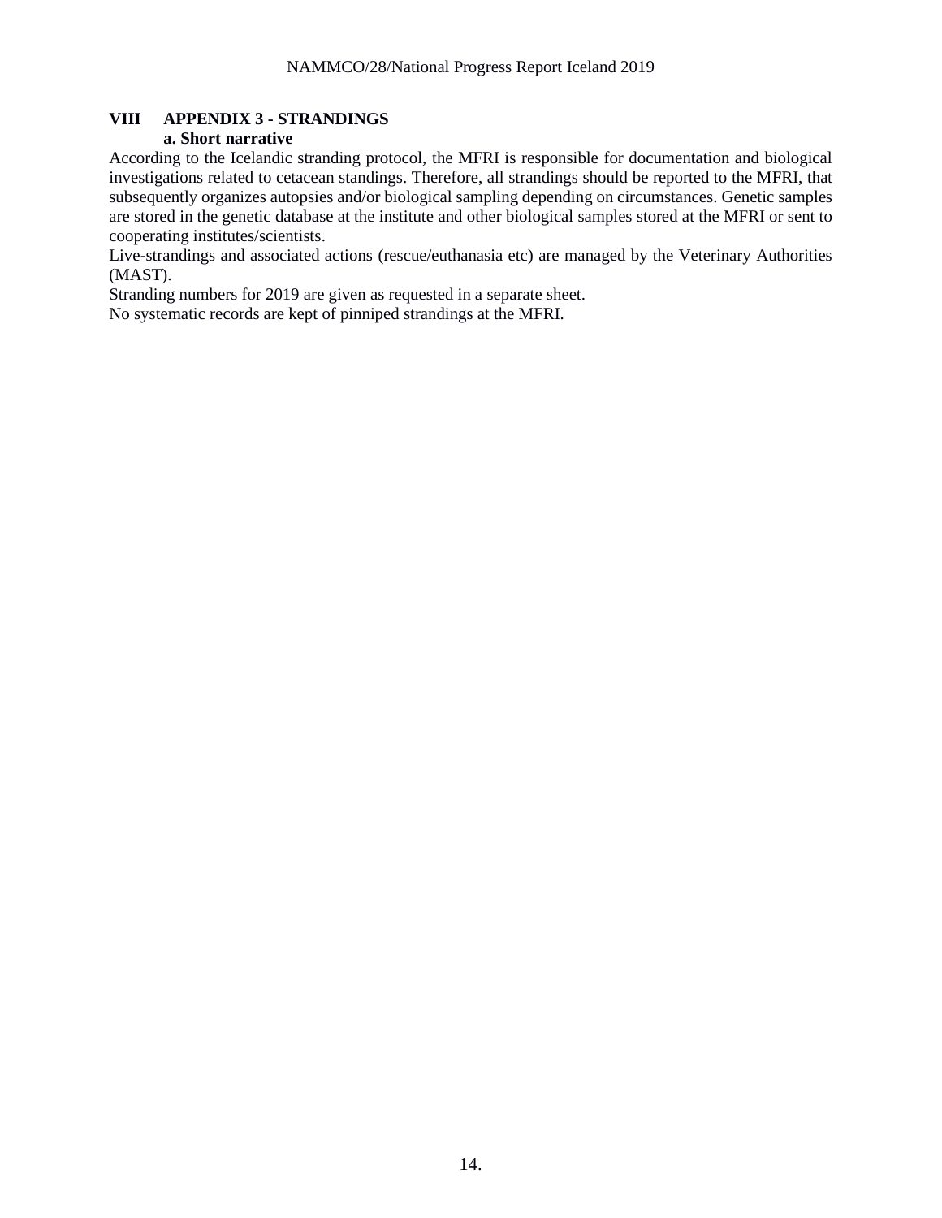## VIII APPENDIX 3 - STRANDINGS

### a. Short narrative

According to the Icelandic stranding protocol, the MFRI is responsible for documentation and biological investigations related to cetacean standings. Therefore, all strandings should be reported to the MFRI, that subsequently organizes autopsies and/or biological sampling depending on circumstances. Genetic samples are stored in the genetic database at the institute and other biological samples stored at the MFRI or sent to cooperating institutes/scientists.

Live-strandings and associated actions (rescue/euthanasia etc) are managed by the Veterinary Authorities (MAST).

Stranding numbers for 2019 are given as requested in a separate sheet.

No systematic records are kept of pinniped strandings at the MFRI.